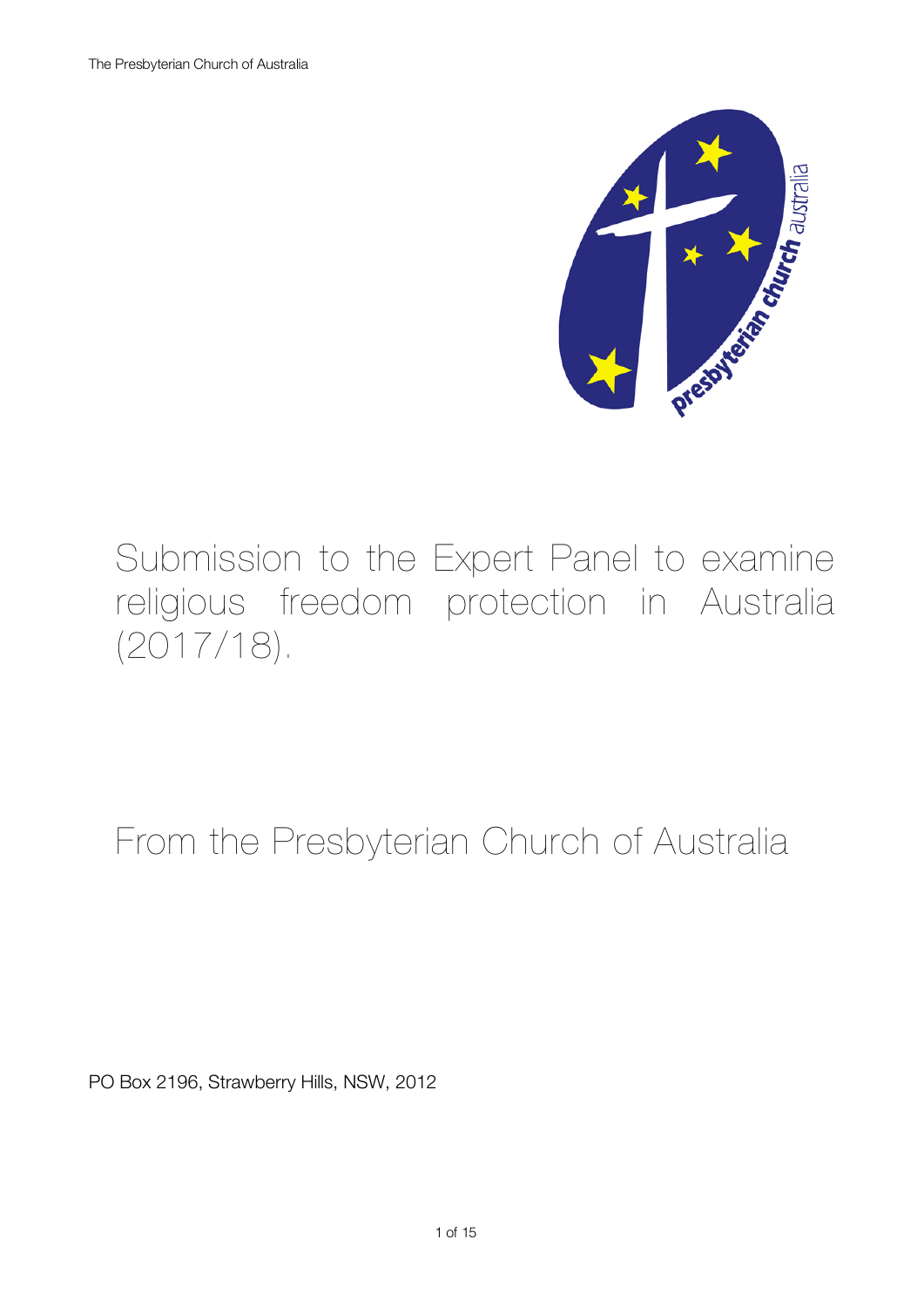# Submission to the Expert Panel to examine religious freedom protection in Australia (2017/18).

## From the Presbyterian Church of Australia

PO Box 2196, Strawberry Hills, NSW, 2012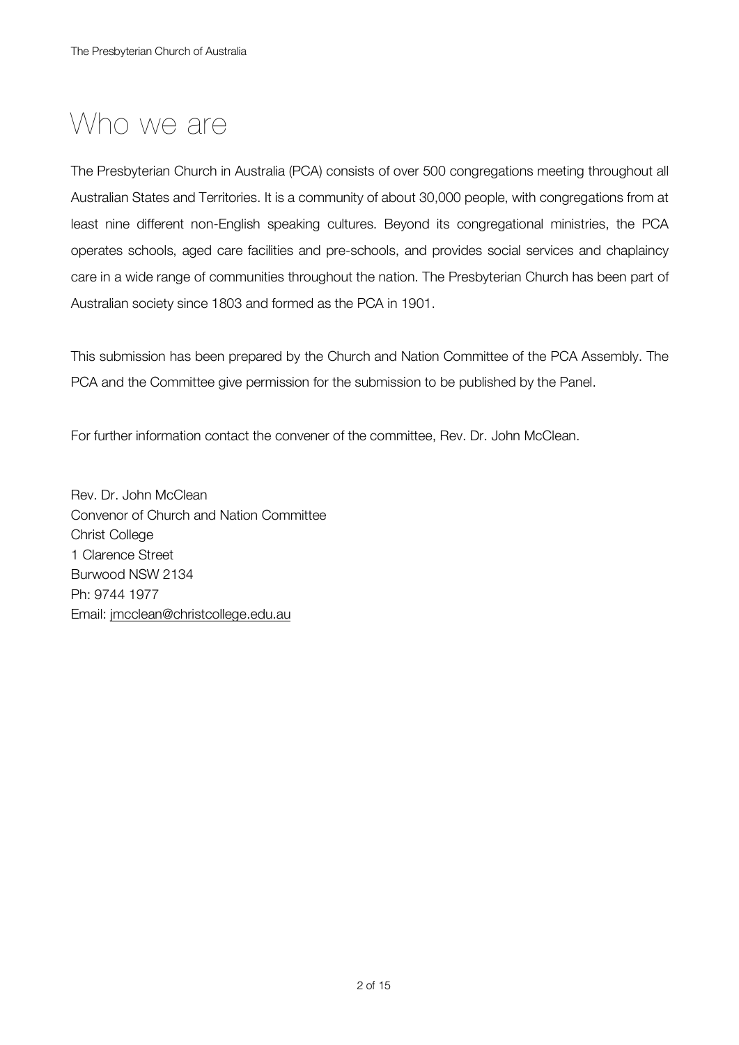# Who we are

The Presbyterian Church in Australia (PCA) consists of over 500 congregations meeting throughout all Australian States and Territories. It is a community of about 30,000 people, with congregations from at least nine different non-English speaking cultures. Beyond its congregational ministries, the PCA operates schools, aged care facilities and pre-schools, and provides social services and chaplaincy care in a wide range of communities throughout the nation. The Presbyterian Church has been part of Australian society since 1803 and formed as the PCA in 1901.

This submission has been prepared by the Church and Nation Committee of the PCA Assembly. The PCA and the Committee give permission for the submission to be published by the Panel.

For further information contact the convener of the committee, Rev. Dr. John McClean.

Rev. Dr. John McClean
Convenor of Church and Nation Committee
Christ College
1 Clarence Street
Burwood NSW 2134
Ph: 9744 1977
Email: jmcclean@christcollege.edu.au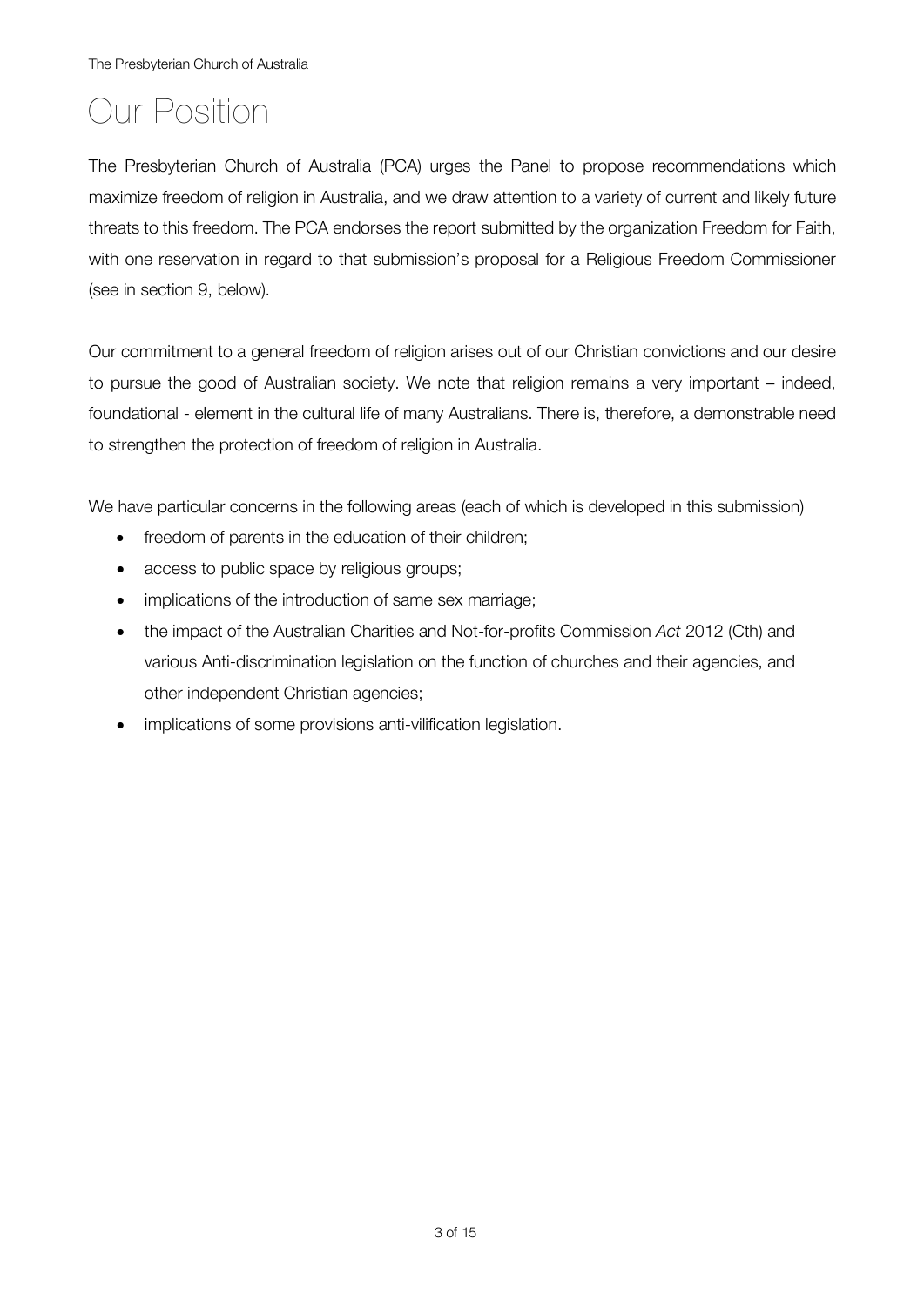# Our Position

The Presbyterian Church of Australia (PCA) urges the Panel to propose recommendations which maximize freedom of religion in Australia, and we draw attention to a variety of current and likely future threats to this freedom. The PCA endorses the report submitted by the organization Freedom for Faith, with one reservation in regard to that submission's proposal for a Religious Freedom Commissioner (see in section 9, below).

Our commitment to a general freedom of religion arises out of our Christian convictions and our desire to pursue the good of Australian society. We note that religion remains a very important – indeed, foundational - element in the cultural life of many Australians. There is, therefore, a demonstrable need to strengthen the protection of freedom of religion in Australia.

We have particular concerns in the following areas (each of which is developed in this submission)

- freedom of parents in the education of their children;
- access to public space by religious groups;
- implications of the introduction of same sex marriage;
- the impact of the Australian Charities and Not-for-profits Commission *Act* 2012 (Cth) and various Anti-discrimination legislation on the function of churches and their agencies, and other independent Christian agencies;
- implications of some provisions anti-vilification legislation.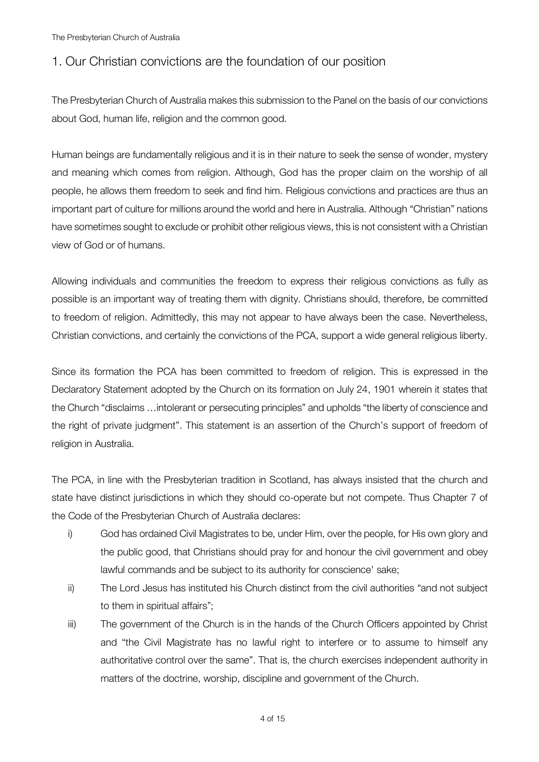## 1. Our Christian convictions are the foundation of our position

The Presbyterian Church of Australia makes this submission to the Panel on the basis of our convictions about God, human life, religion and the common good.

Human beings are fundamentally religious and it is in their nature to seek the sense of wonder, mystery and meaning which comes from religion. Although, God has the proper claim on the worship of all people, he allows them freedom to seek and find him. Religious convictions and practices are thus an important part of culture for millions around the world and here in Australia. Although "Christian" nations have sometimes sought to exclude or prohibit other religious views, this is not consistent with a Christian view of God or of humans.

Allowing individuals and communities the freedom to express their religious convictions as fully as possible is an important way of treating them with dignity. Christians should, therefore, be committed to freedom of religion. Admittedly, this may not appear to have always been the case. Nevertheless, Christian convictions, and certainly the convictions of the PCA, support a wide general religious liberty.

Since its formation the PCA has been committed to freedom of religion. This is expressed in the Declaratory Statement adopted by the Church on its formation on July 24, 1901 wherein it states that the Church "disclaims …intolerant or persecuting principles" and upholds "the liberty of conscience and the right of private judgment". This statement is an assertion of the Church's support of freedom of religion in Australia.

The PCA, in line with the Presbyterian tradition in Scotland, has always insisted that the church and state have distinct jurisdictions in which they should co-operate but not compete. Thus Chapter 7 of the Code of the Presbyterian Church of Australia declares:

i) God has ordained Civil Magistrates to be, under Him, over the people, for His own glory and the public good, that Christians should pray for and honour the civil government and obey lawful commands and be subject to its authority for conscience' sake;

ii) The Lord Jesus has instituted his Church distinct from the civil authorities "and not subject to them in spiritual affairs";

iii) The government of the Church is in the hands of the Church Officers appointed by Christ and "the Civil Magistrate has no lawful right to interfere or to assume to himself any authoritative control over the same". That is, the church exercises independent authority in matters of the doctrine, worship, discipline and government of the Church.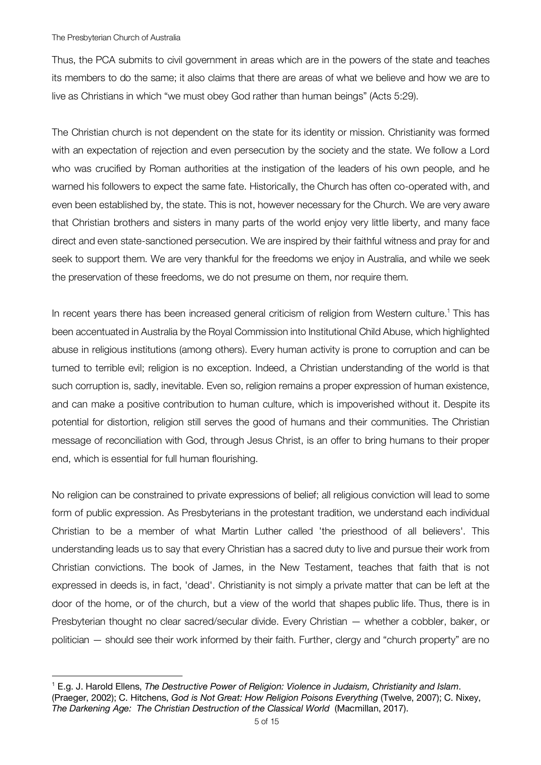Thus, the PCA submits to civil government in areas which are in the powers of the state and teaches its members to do the same; it also claims that there are areas of what we believe and how we are to live as Christians in which "we must obey God rather than human beings" (Acts 5:29).

The Christian church is not dependent on the state for its identity or mission. Christianity was formed with an expectation of rejection and even persecution by the society and the state. We follow a Lord who was crucified by Roman authorities at the instigation of the leaders of his own people, and he warned his followers to expect the same fate. Historically, the Church has often co-operated with, and even been established by, the state. This is not, however necessary for the Church. We are very aware that Christian brothers and sisters in many parts of the world enjoy very little liberty, and many face direct and even state-sanctioned persecution. We are inspired by their faithful witness and pray for and seek to support them. We are very thankful for the freedoms we enjoy in Australia, and while we seek the preservation of these freedoms, we do not presume on them, nor require them.

In recent years there has been increased general criticism of religion from Western culture.[1] This has been accentuated in Australia by the Royal Commission into Institutional Child Abuse, which highlighted abuse in religious institutions (among others). Every human activity is prone to corruption and can be turned to terrible evil; religion is no exception. Indeed, a Christian understanding of the world is that such corruption is, sadly, inevitable. Even so, religion remains a proper expression of human existence, and can make a positive contribution to human culture, which is impoverished without it. Despite its potential for distortion, religion still serves the good of humans and their communities. The Christian message of reconciliation with God, through Jesus Christ, is an offer to bring humans to their proper end, which is essential for full human flourishing.

No religion can be constrained to private expressions of belief; all religious conviction will lead to some form of public expression. As Presbyterians in the protestant tradition, we understand each individual Christian to be a member of what Martin Luther called 'the priesthood of all believers'. This understanding leads us to say that every Christian has a sacred duty to live and pursue their work from Christian convictions. The book of James, in the New Testament, teaches that faith that is not expressed in deeds is, in fact, 'dead'. Christianity is not simply a private matter that can be left at the door of the home, or of the church, but a view of the world that shapes public life. Thus, there is in Presbyterian thought no clear sacred/secular divide. Every Christian — whether a cobbler, baker, or politician — should see their work informed by their faith. Further, clergy and "church property" are no

[1] E.g. J. Harold Ellens, *The Destructive Power of Religion: Violence in Judaism, Christianity and Islam*. (Praeger, 2002); C. Hitchens, *God is Not Great: How Religion Poisons Everything* (Twelve, 2007); C. Nixey, *The Darkening Age: The Christian Destruction of the Classical World* (Macmillan, 2017).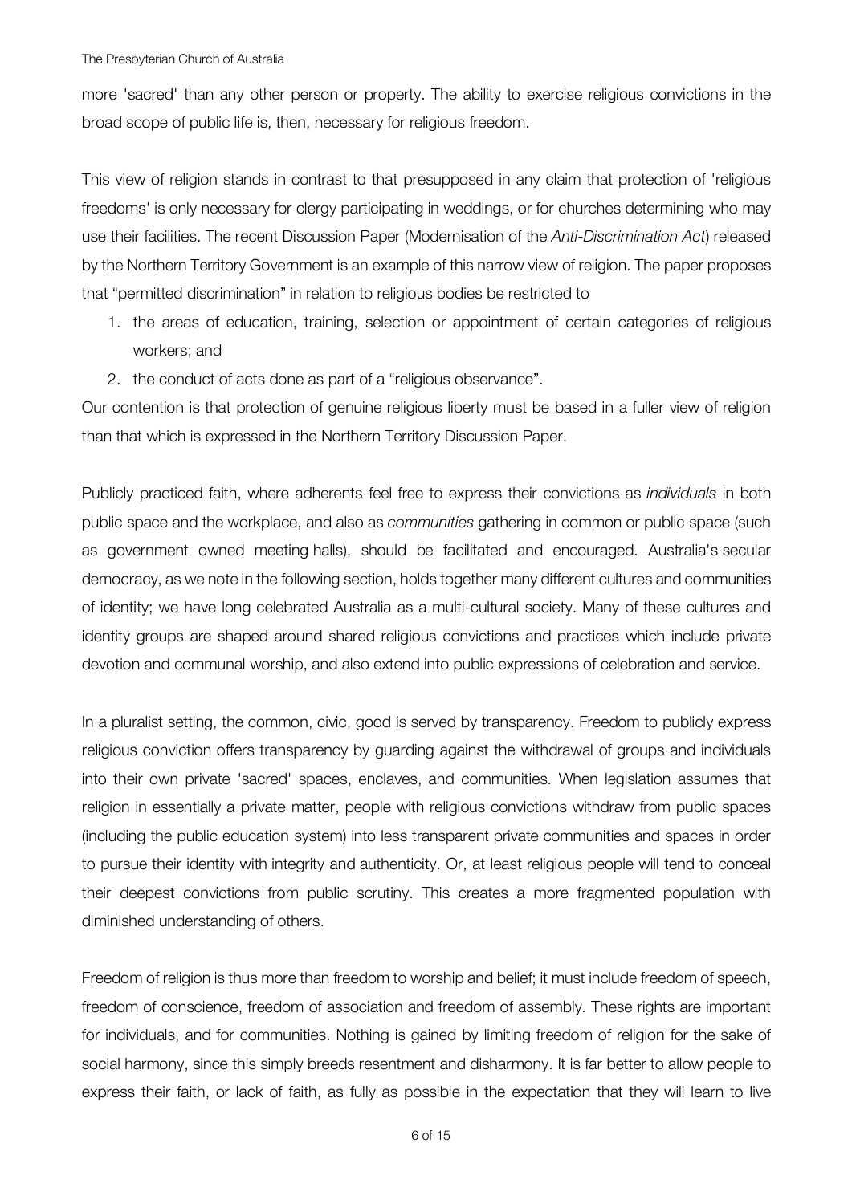more 'sacred' than any other person or property. The ability to exercise religious convictions in the broad scope of public life is, then, necessary for religious freedom.

This view of religion stands in contrast to that presupposed in any claim that protection of 'religious freedoms' is only necessary for clergy participating in weddings, or for churches determining who may use their facilities. The recent Discussion Paper (Modernisation of the *Anti-Discrimination Act*) released by the Northern Territory Government is an example of this narrow view of religion. The paper proposes that "permitted discrimination" in relation to religious bodies be restricted to

1. the areas of education, training, selection or appointment of certain categories of religious workers; and
2. the conduct of acts done as part of a "religious observance".

Our contention is that protection of genuine religious liberty must be based in a fuller view of religion than that which is expressed in the Northern Territory Discussion Paper.

Publicly practiced faith, where adherents feel free to express their convictions as *individuals* in both public space and the workplace, and also as *communities* gathering in common or public space (such as government owned meeting halls), should be facilitated and encouraged. Australia's secular democracy, as we note in the following section, holds together many different cultures and communities of identity; we have long celebrated Australia as a multi-cultural society. Many of these cultures and identity groups are shaped around shared religious convictions and practices which include private devotion and communal worship, and also extend into public expressions of celebration and service.

In a pluralist setting, the common, civic, good is served by transparency. Freedom to publicly express religious conviction offers transparency by guarding against the withdrawal of groups and individuals into their own private 'sacred' spaces, enclaves, and communities. When legislation assumes that religion in essentially a private matter, people with religious convictions withdraw from public spaces (including the public education system) into less transparent private communities and spaces in order to pursue their identity with integrity and authenticity. Or, at least religious people will tend to conceal their deepest convictions from public scrutiny. This creates a more fragmented population with diminished understanding of others.

Freedom of religion is thus more than freedom to worship and belief; it must include freedom of speech, freedom of conscience, freedom of association and freedom of assembly. These rights are important for individuals, and for communities. Nothing is gained by limiting freedom of religion for the sake of social harmony, since this simply breeds resentment and disharmony. It is far better to allow people to express their faith, or lack of faith, as fully as possible in the expectation that they will learn to live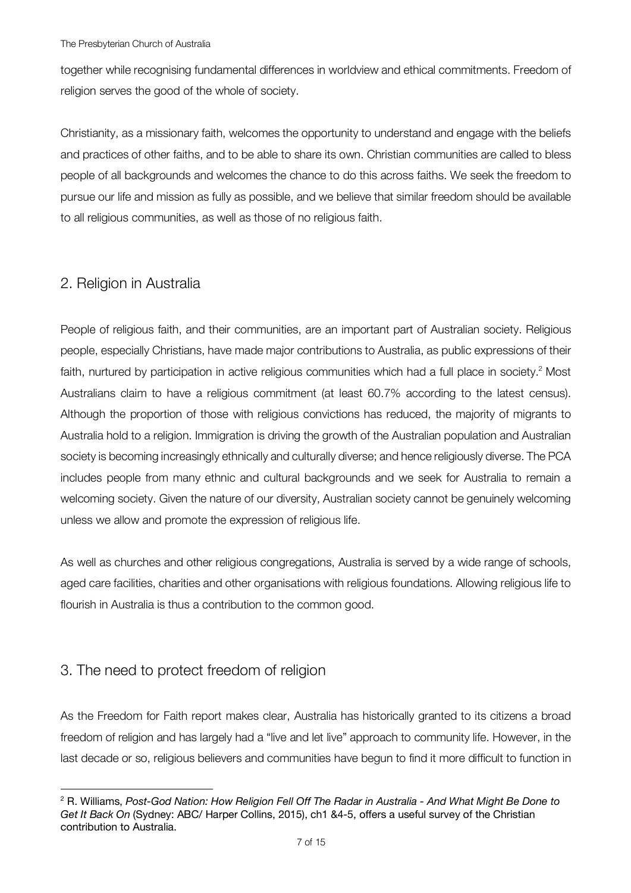together while recognising fundamental differences in worldview and ethical commitments. Freedom of religion serves the good of the whole of society.

Christianity, as a missionary faith, welcomes the opportunity to understand and engage with the beliefs and practices of other faiths, and to be able to share its own. Christian communities are called to bless people of all backgrounds and welcomes the chance to do this across faiths. We seek the freedom to pursue our life and mission as fully as possible, and we believe that similar freedom should be available to all religious communities, as well as those of no religious faith.

## 2. Religion in Australia

People of religious faith, and their communities, are an important part of Australian society. Religious people, especially Christians, have made major contributions to Australia, as public expressions of their faith, nurtured by participation in active religious communities which had a full place in society.[2] Most Australians claim to have a religious commitment (at least 60.7% according to the latest census). Although the proportion of those with religious convictions has reduced, the majority of migrants to Australia hold to a religion. Immigration is driving the growth of the Australian population and Australian society is becoming increasingly ethnically and culturally diverse; and hence religiously diverse. The PCA includes people from many ethnic and cultural backgrounds and we seek for Australia to remain a welcoming society. Given the nature of our diversity, Australian society cannot be genuinely welcoming unless we allow and promote the expression of religious life.

As well as churches and other religious congregations, Australia is served by a wide range of schools, aged care facilities, charities and other organisations with religious foundations. Allowing religious life to flourish in Australia is thus a contribution to the common good.

## 3. The need to protect freedom of religion

As the Freedom for Faith report makes clear, Australia has historically granted to its citizens a broad freedom of religion and has largely had a "live and let live" approach to community life. However, in the last decade or so, religious believers and communities have begun to find it more difficult to function in

---

[2] R. Williams, *Post-God Nation: How Religion Fell Off The Radar in Australia - And What Might Be Done to Get It Back On* (Sydney: ABC/ Harper Collins, 2015), ch1 &4-5, offers a useful survey of the Christian contribution to Australia.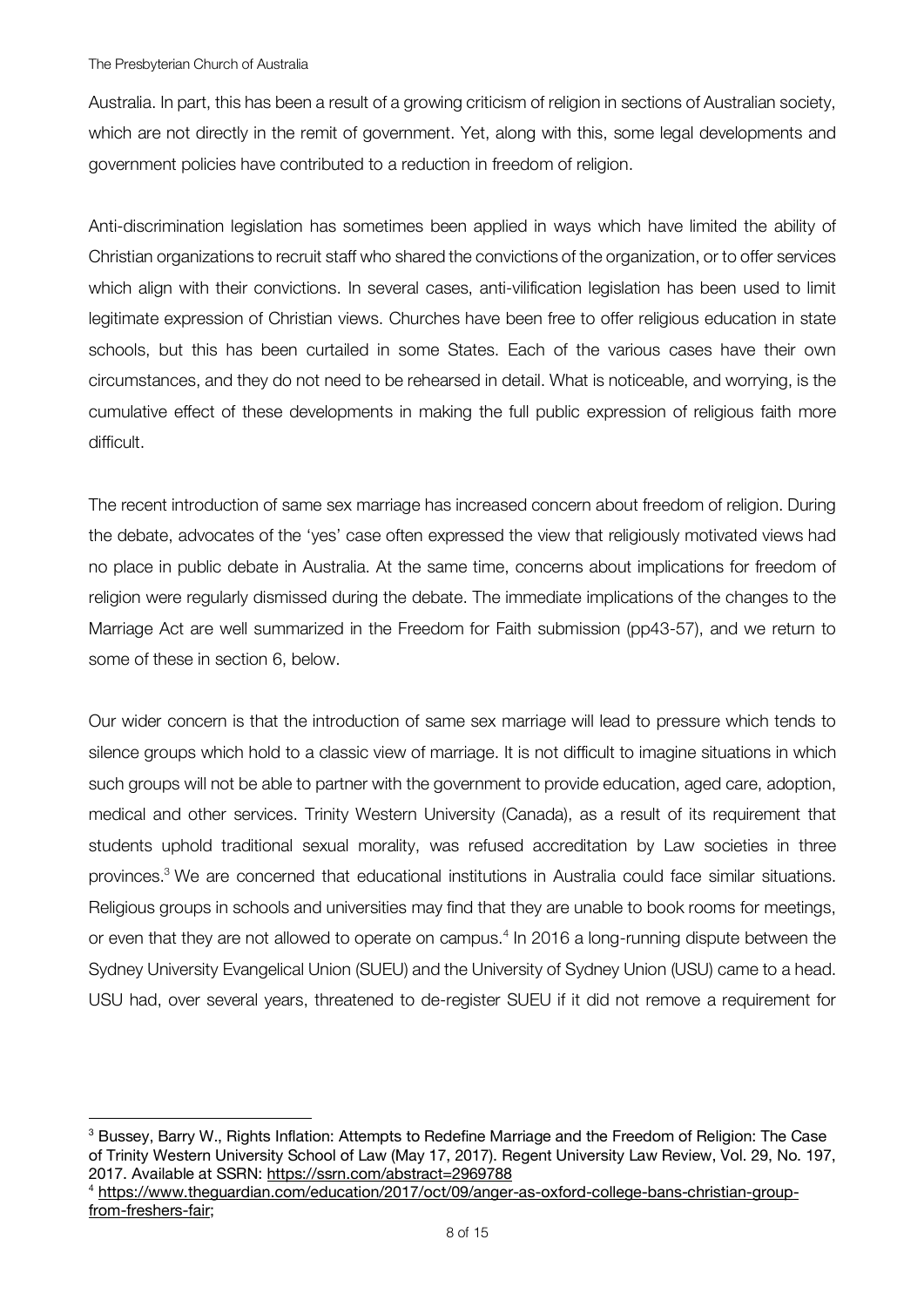Australia. In part, this has been a result of a growing criticism of religion in sections of Australian society, which are not directly in the remit of government. Yet, along with this, some legal developments and government policies have contributed to a reduction in freedom of religion.

Anti-discrimination legislation has sometimes been applied in ways which have limited the ability of Christian organizations to recruit staff who shared the convictions of the organization, or to offer services which align with their convictions. In several cases, anti-vilification legislation has been used to limit legitimate expression of Christian views. Churches have been free to offer religious education in state schools, but this has been curtailed in some States. Each of the various cases have their own circumstances, and they do not need to be rehearsed in detail. What is noticeable, and worrying, is the cumulative effect of these developments in making the full public expression of religious faith more difficult.

The recent introduction of same sex marriage has increased concern about freedom of religion. During the debate, advocates of the 'yes' case often expressed the view that religiously motivated views had no place in public debate in Australia. At the same time, concerns about implications for freedom of religion were regularly dismissed during the debate. The immediate implications of the changes to the Marriage Act are well summarized in the Freedom for Faith submission (pp43-57), and we return to some of these in section 6, below.

Our wider concern is that the introduction of same sex marriage will lead to pressure which tends to silence groups which hold to a classic view of marriage. It is not difficult to imagine situations in which such groups will not be able to partner with the government to provide education, aged care, adoption, medical and other services. Trinity Western University (Canada), as a result of its requirement that students uphold traditional sexual morality, was refused accreditation by Law societies in three provinces.[3] We are concerned that educational institutions in Australia could face similar situations. Religious groups in schools and universities may find that they are unable to book rooms for meetings, or even that they are not allowed to operate on campus.[4] In 2016 a long-running dispute between the Sydney University Evangelical Union (SUEU) and the University of Sydney Union (USU) came to a head. USU had, over several years, threatened to de-register SUEU if it did not remove a requirement for

---

[3] Bussey, Barry W., Rights Inflation: Attempts to Redefine Marriage and the Freedom of Religion: The Case of Trinity Western University School of Law (May 17, 2017). Regent University Law Review, Vol. 29, No. 197, 2017. Available at SSRN: https://ssrn.com/abstract=2969788

[4] https://www.theguardian.com/education/2017/oct/09/anger-as-oxford-college-bans-christian-group-from-freshers-fair;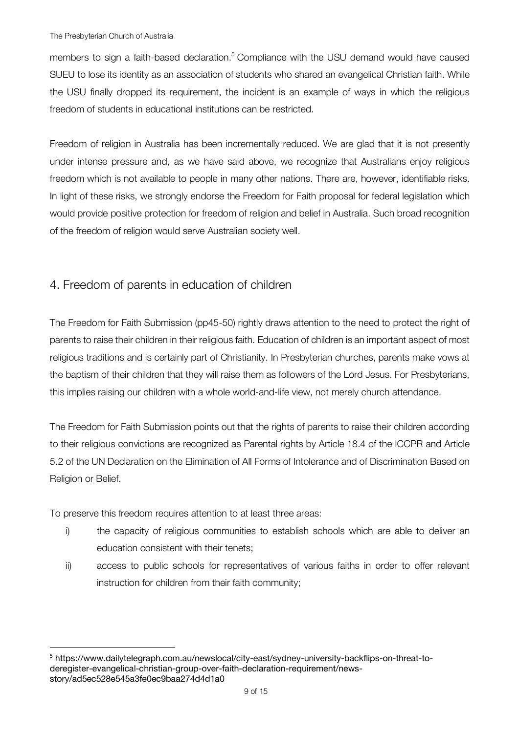members to sign a faith-based declaration.[5] Compliance with the USU demand would have caused SUEU to lose its identity as an association of students who shared an evangelical Christian faith. While the USU finally dropped its requirement, the incident is an example of ways in which the religious freedom of students in educational institutions can be restricted.

Freedom of religion in Australia has been incrementally reduced. We are glad that it is not presently under intense pressure and, as we have said above, we recognize that Australians enjoy religious freedom which is not available to people in many other nations. There are, however, identifiable risks. In light of these risks, we strongly endorse the Freedom for Faith proposal for federal legislation which would provide positive protection for freedom of religion and belief in Australia. Such broad recognition of the freedom of religion would serve Australian society well.

## 4. Freedom of parents in education of children

The Freedom for Faith Submission (pp45-50) rightly draws attention to the need to protect the right of parents to raise their children in their religious faith. Education of children is an important aspect of most religious traditions and is certainly part of Christianity. In Presbyterian churches, parents make vows at the baptism of their children that they will raise them as followers of the Lord Jesus. For Presbyterians, this implies raising our children with a whole world-and-life view, not merely church attendance.

The Freedom for Faith Submission points out that the rights of parents to raise their children according to their religious convictions are recognized as Parental rights by Article 18.4 of the ICCPR and Article 5.2 of the UN Declaration on the Elimination of All Forms of Intolerance and of Discrimination Based on Religion or Belief.

To preserve this freedom requires attention to at least three areas:

i) the capacity of religious communities to establish schools which are able to deliver an education consistent with their tenets;

ii) access to public schools for representatives of various faiths in order to offer relevant instruction for children from their faith community;

[5] https://www.dailytelegraph.com.au/newslocal/city-east/sydney-university-backflips-on-threat-to-deregister-evangelical-christian-group-over-faith-declaration-requirement/news-story/ad5ec528e545a3fe0ec9baa274d4d1a0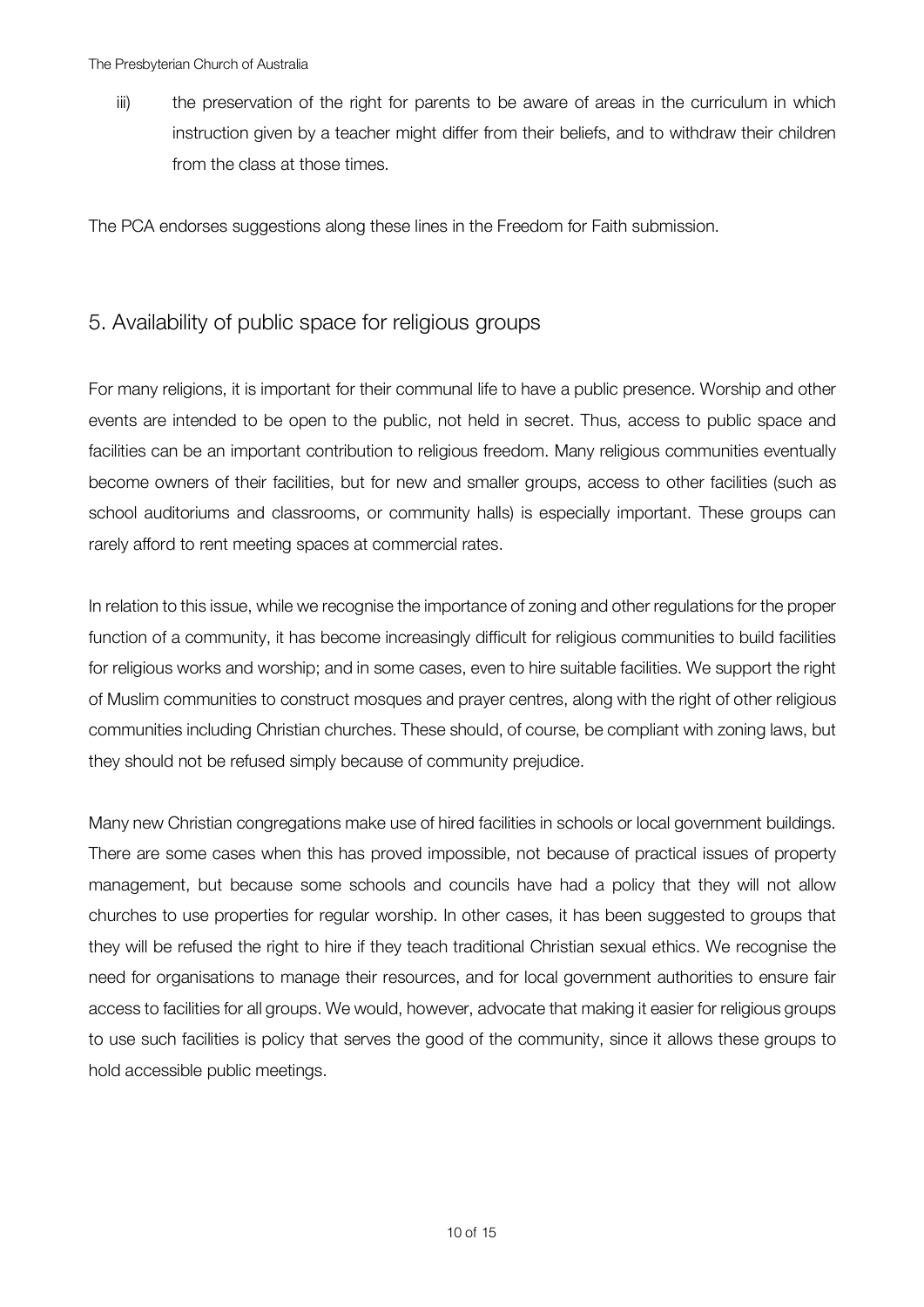iii) the preservation of the right for parents to be aware of areas in the curriculum in which instruction given by a teacher might differ from their beliefs, and to withdraw their children from the class at those times.

The PCA endorses suggestions along these lines in the Freedom for Faith submission.

## 5. Availability of public space for religious groups

For many religions, it is important for their communal life to have a public presence. Worship and other events are intended to be open to the public, not held in secret. Thus, access to public space and facilities can be an important contribution to religious freedom. Many religious communities eventually become owners of their facilities, but for new and smaller groups, access to other facilities (such as school auditoriums and classrooms, or community halls) is especially important. These groups can rarely afford to rent meeting spaces at commercial rates.

In relation to this issue, while we recognise the importance of zoning and other regulations for the proper function of a community, it has become increasingly difficult for religious communities to build facilities for religious works and worship; and in some cases, even to hire suitable facilities. We support the right of Muslim communities to construct mosques and prayer centres, along with the right of other religious communities including Christian churches. These should, of course, be compliant with zoning laws, but they should not be refused simply because of community prejudice.

Many new Christian congregations make use of hired facilities in schools or local government buildings. There are some cases when this has proved impossible, not because of practical issues of property management, but because some schools and councils have had a policy that they will not allow churches to use properties for regular worship. In other cases, it has been suggested to groups that they will be refused the right to hire if they teach traditional Christian sexual ethics. We recognise the need for organisations to manage their resources, and for local government authorities to ensure fair access to facilities for all groups. We would, however, advocate that making it easier for religious groups to use such facilities is policy that serves the good of the community, since it allows these groups to hold accessible public meetings.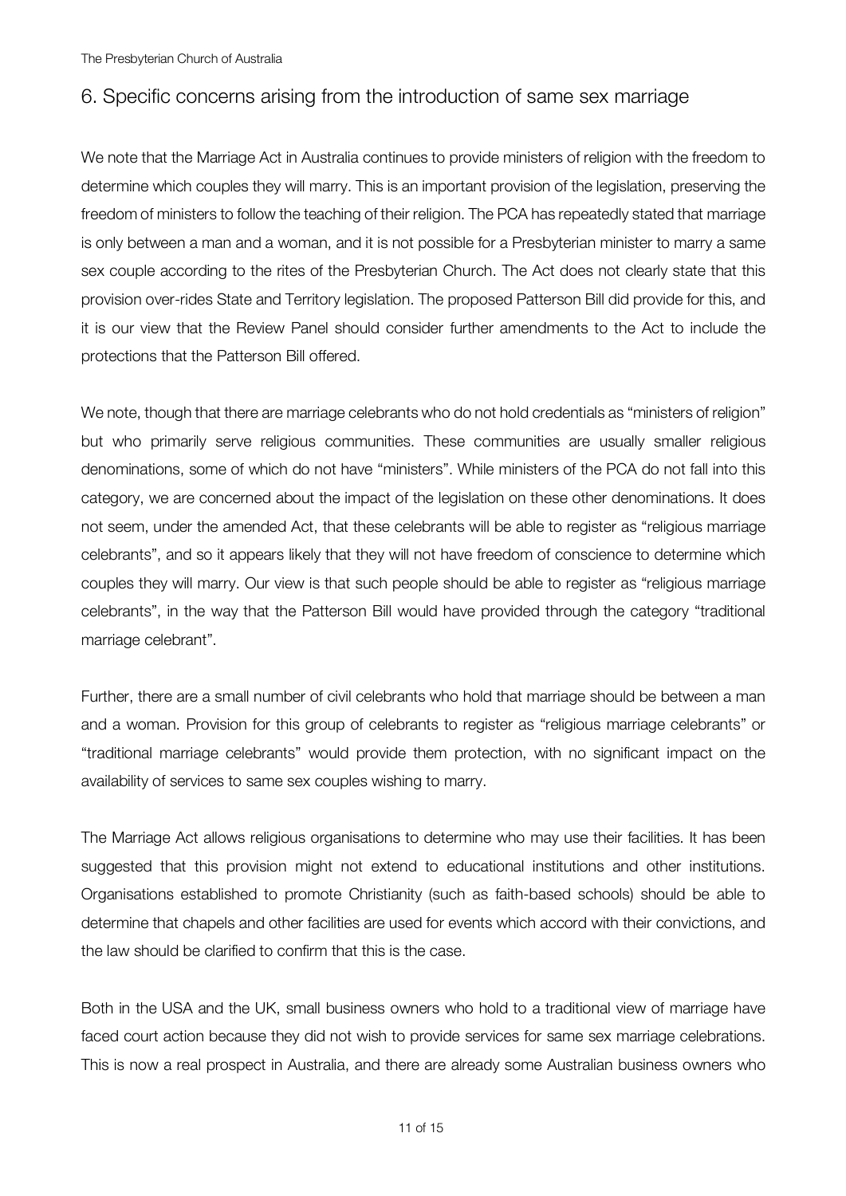## 6. Specific concerns arising from the introduction of same sex marriage

We note that the Marriage Act in Australia continues to provide ministers of religion with the freedom to determine which couples they will marry. This is an important provision of the legislation, preserving the freedom of ministers to follow the teaching of their religion. The PCA has repeatedly stated that marriage is only between a man and a woman, and it is not possible for a Presbyterian minister to marry a same sex couple according to the rites of the Presbyterian Church. The Act does not clearly state that this provision over-rides State and Territory legislation. The proposed Patterson Bill did provide for this, and it is our view that the Review Panel should consider further amendments to the Act to include the protections that the Patterson Bill offered.

We note, though that there are marriage celebrants who do not hold credentials as "ministers of religion" but who primarily serve religious communities. These communities are usually smaller religious denominations, some of which do not have "ministers". While ministers of the PCA do not fall into this category, we are concerned about the impact of the legislation on these other denominations. It does not seem, under the amended Act, that these celebrants will be able to register as "religious marriage celebrants", and so it appears likely that they will not have freedom of conscience to determine which couples they will marry. Our view is that such people should be able to register as "religious marriage celebrants", in the way that the Patterson Bill would have provided through the category "traditional marriage celebrant".

Further, there are a small number of civil celebrants who hold that marriage should be between a man and a woman. Provision for this group of celebrants to register as "religious marriage celebrants" or "traditional marriage celebrants" would provide them protection, with no significant impact on the availability of services to same sex couples wishing to marry.

The Marriage Act allows religious organisations to determine who may use their facilities. It has been suggested that this provision might not extend to educational institutions and other institutions. Organisations established to promote Christianity (such as faith-based schools) should be able to determine that chapels and other facilities are used for events which accord with their convictions, and the law should be clarified to confirm that this is the case.

Both in the USA and the UK, small business owners who hold to a traditional view of marriage have faced court action because they did not wish to provide services for same sex marriage celebrations. This is now a real prospect in Australia, and there are already some Australian business owners who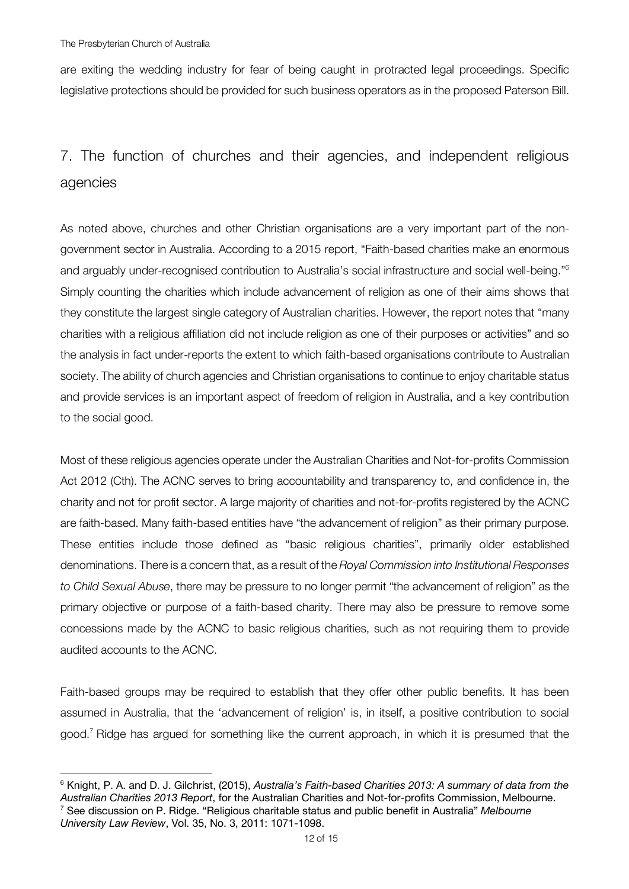are exiting the wedding industry for fear of being caught in protracted legal proceedings. Specific legislative protections should be provided for such business operators as in the proposed Paterson Bill.

## 7. The function of churches and their agencies, and independent religious agencies

As noted above, churches and other Christian organisations are a very important part of the non-government sector in Australia. According to a 2015 report, "Faith-based charities make an enormous and arguably under-recognised contribution to Australia's social infrastructure and social well-being."[6] Simply counting the charities which include advancement of religion as one of their aims shows that they constitute the largest single category of Australian charities. However, the report notes that "many charities with a religious affiliation did not include religion as one of their purposes or activities" and so the analysis in fact under-reports the extent to which faith-based organisations contribute to Australian society. The ability of church agencies and Christian organisations to continue to enjoy charitable status and provide services is an important aspect of freedom of religion in Australia, and a key contribution to the social good.

Most of these religious agencies operate under the Australian Charities and Not-for-profits Commission Act 2012 (Cth). The ACNC serves to bring accountability and transparency to, and confidence in, the charity and not for profit sector. A large majority of charities and not-for-profits registered by the ACNC are faith-based. Many faith-based entities have "the advancement of religion" as their primary purpose. These entities include those defined as "basic religious charities", primarily older established denominations. There is a concern that, as a result of the *Royal Commission into Institutional Responses to Child Sexual Abuse*, there may be pressure to no longer permit "the advancement of religion" as the primary objective or purpose of a faith-based charity. There may also be pressure to remove some concessions made by the ACNC to basic religious charities, such as not requiring them to provide audited accounts to the ACNC.

Faith-based groups may be required to establish that they offer other public benefits. It has been assumed in Australia, that the 'advancement of religion' is, in itself, a positive contribution to social good.[7] Ridge has argued for something like the current approach, in which it is presumed that the

---

[6] Knight, P. A. and D. J. Gilchrist, (2015), *Australia's Faith-based Charities 2013: A summary of data from the Australian Charities 2013 Report*, for the Australian Charities and Not-for-profits Commission, Melbourne.

[7] See discussion on P. Ridge. "Religious charitable status and public benefit in Australia" *Melbourne University Law Review*, Vol. 35, No. 3, 2011: 1071-1098.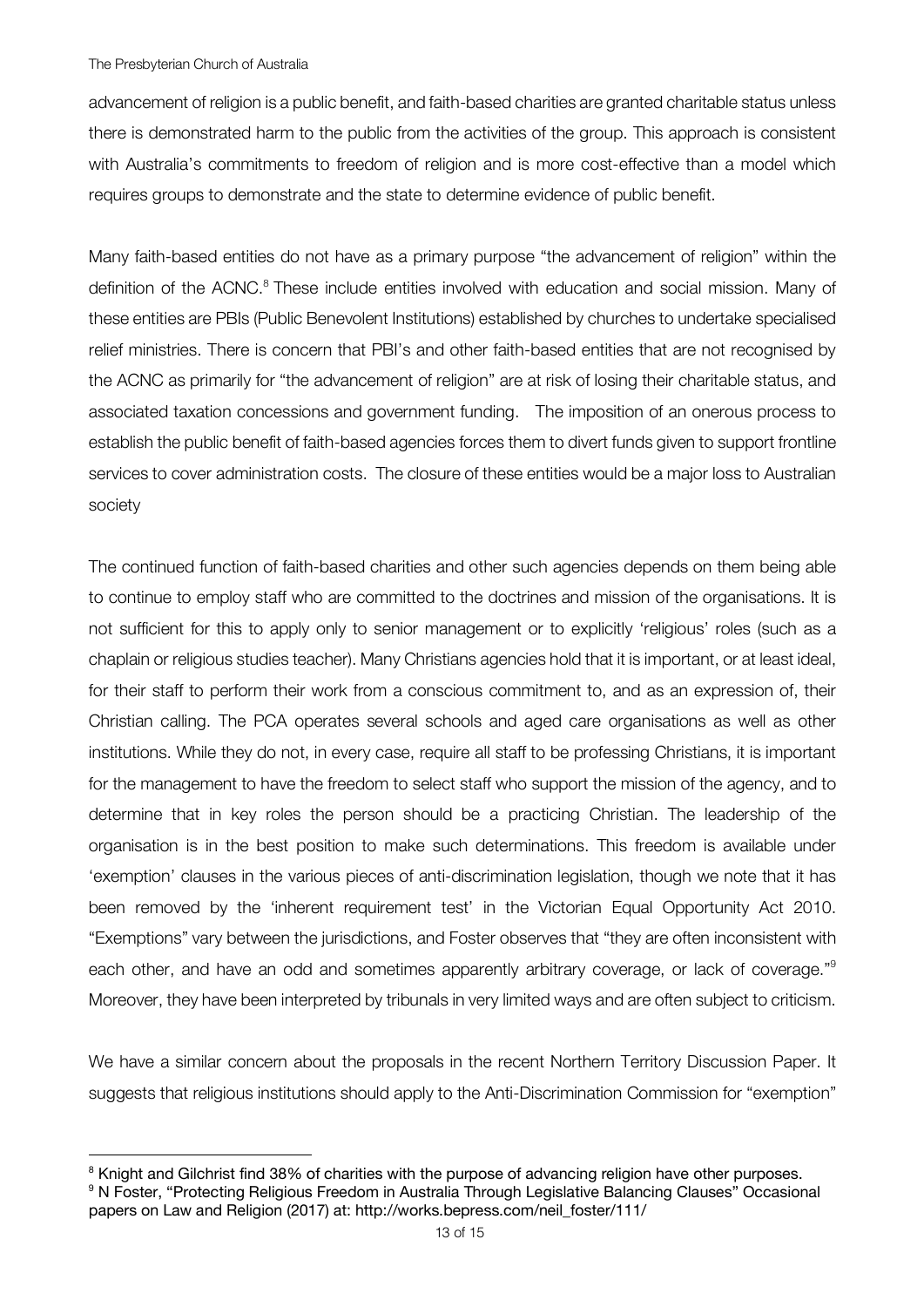advancement of religion is a public benefit, and faith-based charities are granted charitable status unless there is demonstrated harm to the public from the activities of the group. This approach is consistent with Australia's commitments to freedom of religion and is more cost-effective than a model which requires groups to demonstrate and the state to determine evidence of public benefit.

Many faith-based entities do not have as a primary purpose "the advancement of religion" within the definition of the ACNC.[8] These include entities involved with education and social mission. Many of these entities are PBIs (Public Benevolent Institutions) established by churches to undertake specialised relief ministries. There is concern that PBI's and other faith-based entities that are not recognised by the ACNC as primarily for "the advancement of religion" are at risk of losing their charitable status, and associated taxation concessions and government funding. The imposition of an onerous process to establish the public benefit of faith-based agencies forces them to divert funds given to support frontline services to cover administration costs. The closure of these entities would be a major loss to Australian society

The continued function of faith-based charities and other such agencies depends on them being able to continue to employ staff who are committed to the doctrines and mission of the organisations. It is not sufficient for this to apply only to senior management or to explicitly 'religious' roles (such as a chaplain or religious studies teacher). Many Christians agencies hold that it is important, or at least ideal, for their staff to perform their work from a conscious commitment to, and as an expression of, their Christian calling. The PCA operates several schools and aged care organisations as well as other institutions. While they do not, in every case, require all staff to be professing Christians, it is important for the management to have the freedom to select staff who support the mission of the agency, and to determine that in key roles the person should be a practicing Christian. The leadership of the organisation is in the best position to make such determinations. This freedom is available under 'exemption' clauses in the various pieces of anti-discrimination legislation, though we note that it has been removed by the 'inherent requirement test' in the Victorian Equal Opportunity Act 2010. "Exemptions" vary between the jurisdictions, and Foster observes that "they are often inconsistent with each other, and have an odd and sometimes apparently arbitrary coverage, or lack of coverage."[9] Moreover, they have been interpreted by tribunals in very limited ways and are often subject to criticism.

We have a similar concern about the proposals in the recent Northern Territory Discussion Paper. It suggests that religious institutions should apply to the Anti-Discrimination Commission for "exemption"

---

[8] Knight and Gilchrist find 38% of charities with the purpose of advancing religion have other purposes.

[9] N Foster, "Protecting Religious Freedom in Australia Through Legislative Balancing Clauses" Occasional papers on Law and Religion (2017) at: http://works.bepress.com/neil_foster/111/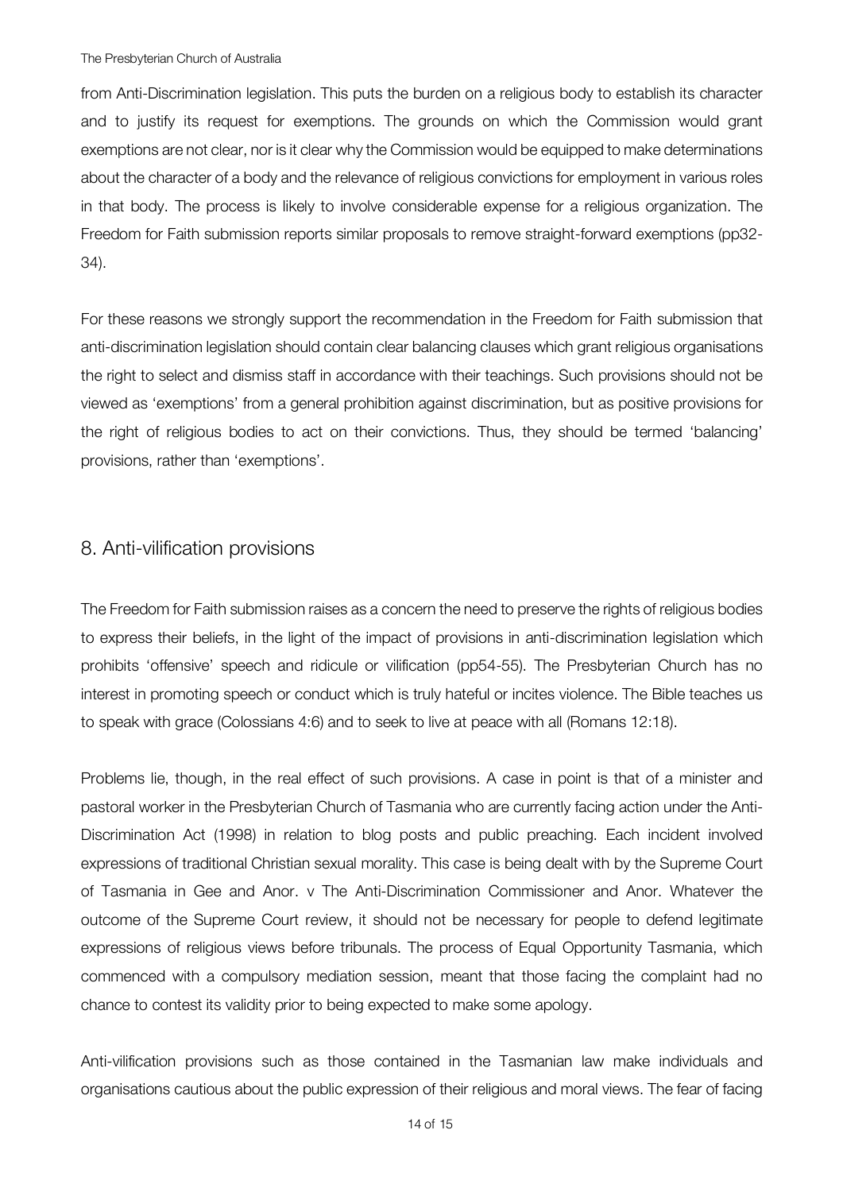from Anti-Discrimination legislation. This puts the burden on a religious body to establish its character and to justify its request for exemptions. The grounds on which the Commission would grant exemptions are not clear, nor is it clear why the Commission would be equipped to make determinations about the character of a body and the relevance of religious convictions for employment in various roles in that body. The process is likely to involve considerable expense for a religious organization. The Freedom for Faith submission reports similar proposals to remove straight-forward exemptions (pp32-34).

For these reasons we strongly support the recommendation in the Freedom for Faith submission that anti-discrimination legislation should contain clear balancing clauses which grant religious organisations the right to select and dismiss staff in accordance with their teachings. Such provisions should not be viewed as 'exemptions' from a general prohibition against discrimination, but as positive provisions for the right of religious bodies to act on their convictions. Thus, they should be termed 'balancing' provisions, rather than 'exemptions'.

## 8. Anti-vilification provisions

The Freedom for Faith submission raises as a concern the need to preserve the rights of religious bodies to express their beliefs, in the light of the impact of provisions in anti-discrimination legislation which prohibits 'offensive' speech and ridicule or vilification (pp54-55). The Presbyterian Church has no interest in promoting speech or conduct which is truly hateful or incites violence. The Bible teaches us to speak with grace (Colossians 4:6) and to seek to live at peace with all (Romans 12:18).

Problems lie, though, in the real effect of such provisions. A case in point is that of a minister and pastoral worker in the Presbyterian Church of Tasmania who are currently facing action under the Anti-Discrimination Act (1998) in relation to blog posts and public preaching. Each incident involved expressions of traditional Christian sexual morality. This case is being dealt with by the Supreme Court of Tasmania in Gee and Anor. v The Anti-Discrimination Commissioner and Anor. Whatever the outcome of the Supreme Court review, it should not be necessary for people to defend legitimate expressions of religious views before tribunals. The process of Equal Opportunity Tasmania, which commenced with a compulsory mediation session, meant that those facing the complaint had no chance to contest its validity prior to being expected to make some apology.

Anti-vilification provisions such as those contained in the Tasmanian law make individuals and organisations cautious about the public expression of their religious and moral views. The fear of facing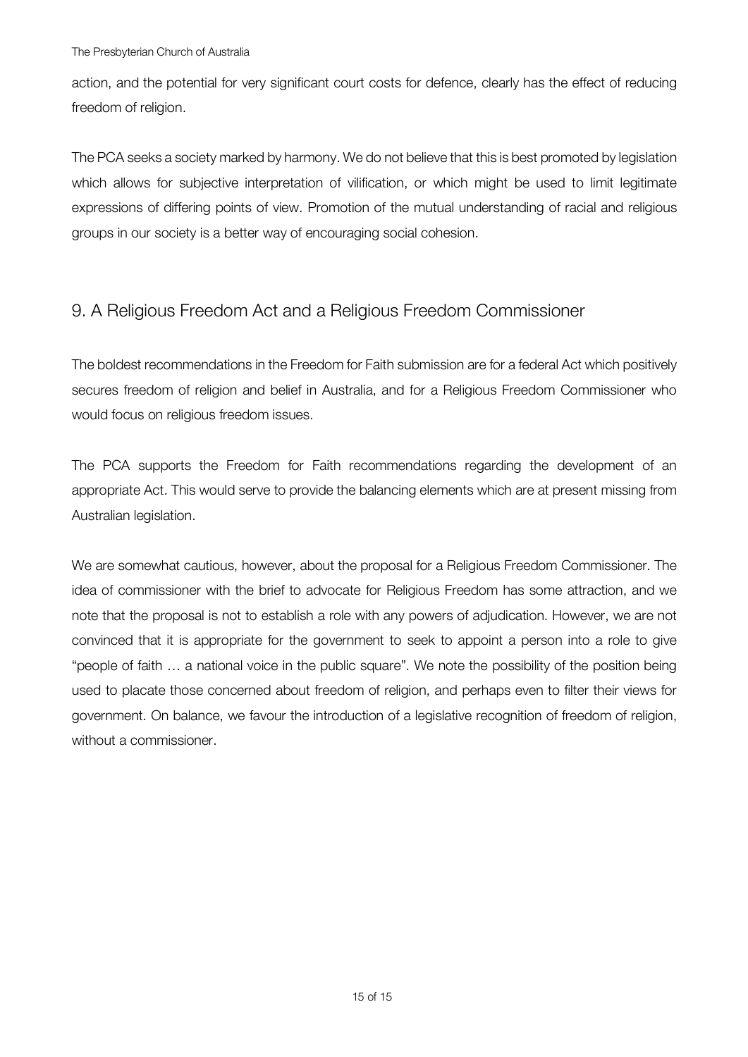action, and the potential for very significant court costs for defence, clearly has the effect of reducing freedom of religion.

The PCA seeks a society marked by harmony. We do not believe that this is best promoted by legislation which allows for subjective interpretation of vilification, or which might be used to limit legitimate expressions of differing points of view. Promotion of the mutual understanding of racial and religious groups in our society is a better way of encouraging social cohesion.

## 9. A Religious Freedom Act and a Religious Freedom Commissioner

The boldest recommendations in the Freedom for Faith submission are for a federal Act which positively secures freedom of religion and belief in Australia, and for a Religious Freedom Commissioner who would focus on religious freedom issues.

The PCA supports the Freedom for Faith recommendations regarding the development of an appropriate Act. This would serve to provide the balancing elements which are at present missing from Australian legislation.

We are somewhat cautious, however, about the proposal for a Religious Freedom Commissioner. The idea of commissioner with the brief to advocate for Religious Freedom has some attraction, and we note that the proposal is not to establish a role with any powers of adjudication. However, we are not convinced that it is appropriate for the government to seek to appoint a person into a role to give "people of faith … a national voice in the public square". We note the possibility of the position being used to placate those concerned about freedom of religion, and perhaps even to filter their views for government. On balance, we favour the introduction of a legislative recognition of freedom of religion, without a commissioner.